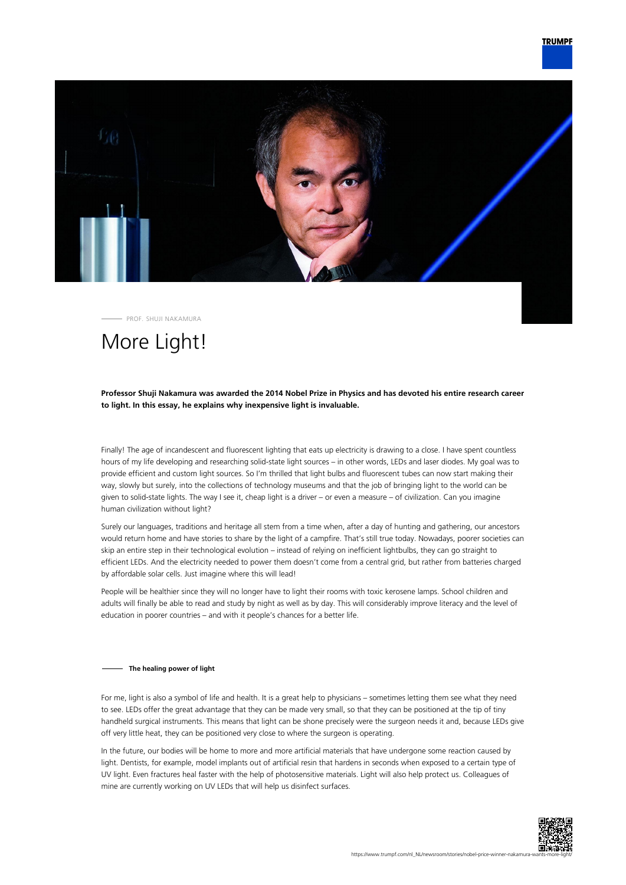PROF. SHUJI NAKAMURA

# More Light!

**Professor Shuji Nakamura was awarded the 2014 Nobel Prize in Physics and has devoted his entire research career to light. In this essay, he explains why inexpensive light is invaluable.**

Finally! The age of incandescent and fluorescent lighting that eats up electricity is drawing to a close. I have spent countless hours of my life developing and researching solid-state light sources – in other words, LEDs and laser diodes. My goal was to provide efficient and custom light sources. So I'm thrilled that light bulbs and fluorescent tubes can now start making their way, slowly but surely, into the collections of technology museums and that the job of bringing light to the world can be given to solid-state lights. The way I see it, cheap light is a driver – or even a measure – of civilization. Can you imagine human civilization without light?

Surely our languages, traditions and heritage all stem from a time when, after a day of hunting and gathering, our ancestors would return home and have stories to share by the light of a campfire. That's still true today. Nowadays, poorer societies can skip an entire step in their technological evolution – instead of relying on inefficient lightbulbs, they can go straight to efficient LEDs. And the electricity needed to power them doesn't come from a central grid, but rather from batteries charged by affordable solar cells. Just imagine where this will lead!

People will be healthier since they will no longer have to light their rooms with toxic kerosene lamps. School children and adults will finally be able to read and study by night as well as by day. This will considerably improve literacy and the level of education in poorer countries – and with it people's chances for a better life.

## The healing power of light

For me, light is also a symbol of life and health. It is a great help to physicians – sometimes letting them see what they need to see. LEDs offer the great advantage that they can be made very small, so that they can be positioned at the tip of tiny handheld surgical instruments. This means that light can be shone precisely were the surgeon needs it and, because LEDs give off very little heat, they can be positioned very close to where the surgeon is operating.

In the future, our bodies will be home to more and more artificial materials that have undergone some reaction caused by light. Dentists, for example, model implants out of artificial resin that hardens in seconds when exposed to a certain type of UV light. Even fractures heal faster with the help of photosensitive materials. Light will also help protect us. Colleagues of mine are currently working on UV LEDs that will help us disinfect surfaces.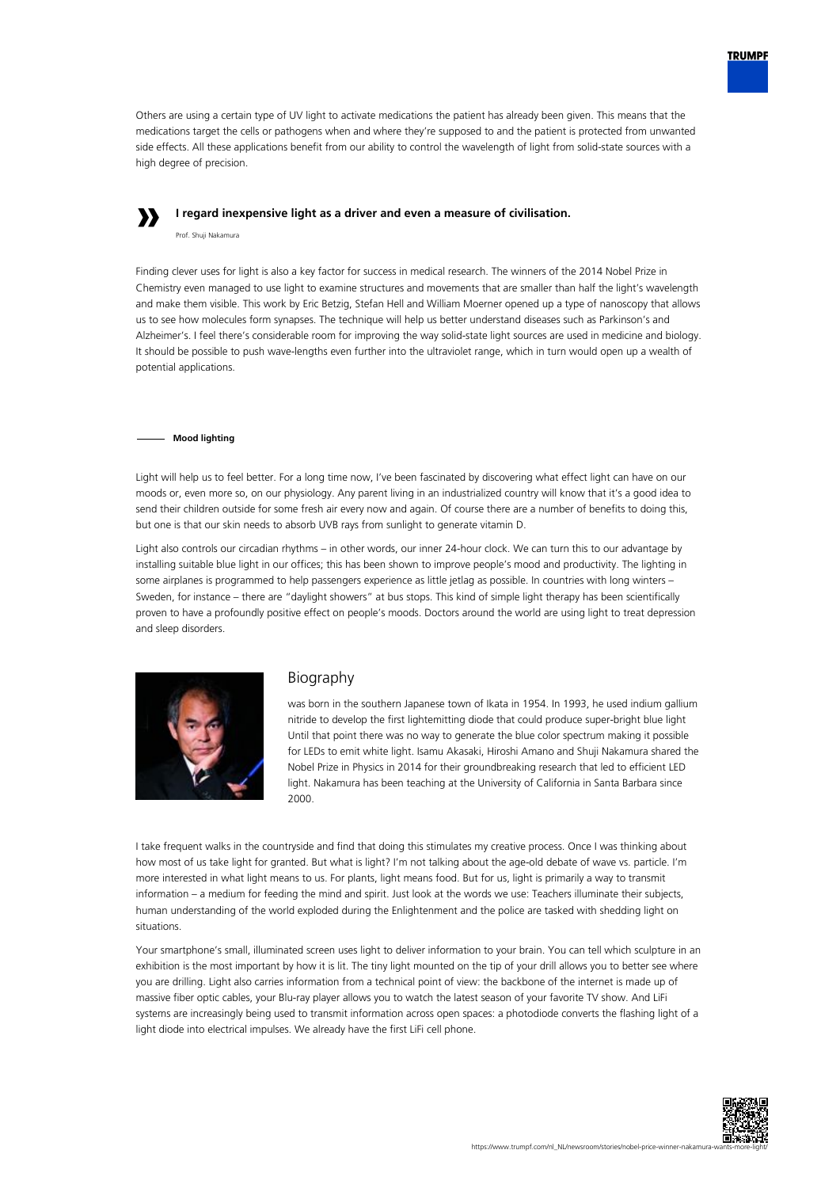Others are using a certain type of UV light to activate medications the patient has already been given. This means that the medications target the cells or pathogens when and where they're supposed to and the patient is protected from unwanted side effects. All these applications benefit from our ability to control the wavelength of light from solid-state sources with a high degree of precision.

> **I regard inexpensive light as a driver and even a measure of civilisation.**
>
> Prof. Shuji Nakamura

Finding clever uses for light is also a key factor for success in medical research. The winners of the 2014 Nobel Prize in Chemistry even managed to use light to examine structures and movements that are smaller than half the light's wavelength and make them visible. This work by Eric Betzig, Stefan Hell and William Moerner opened up a type of nanoscopy that allows us to see how molecules form synapses. The technique will help us better understand diseases such as Parkinson's and Alzheimer's. I feel there's considerable room for improving the way solid-state light sources are used in medicine and biology. It should be possible to push wave-lengths even further into the ultraviolet range, which in turn would open up a wealth of potential applications.

### Mood lighting

Light will help us to feel better. For a long time now, I've been fascinated by discovering what effect light can have on our moods or, even more so, on our physiology. Any parent living in an industrialized country will know that it's a good idea to send their children outside for some fresh air every now and again. Of course there are a number of benefits to doing this, but one is that our skin needs to absorb UVB rays from sunlight to generate vitamin D.

Light also controls our circadian rhythms – in other words, our inner 24-hour clock. We can turn this to our advantage by installing suitable blue light in our offices; this has been shown to improve people's mood and productivity. The lighting in some airplanes is programmed to help passengers experience as little jetlag as possible. In countries with long winters – Sweden, for instance – there are "daylight showers" at bus stops. This kind of simple light therapy has been scientifically proven to have a profoundly positive effect on people's moods. Doctors around the world are using light to treat depression and sleep disorders.

## Biography

was born in the southern Japanese town of Ikata in 1954. In 1993, he used indium gallium nitride to develop the first lightemitting diode that could produce super-bright blue light Until that point there was no way to generate the blue color spectrum making it possible for LEDs to emit white light. Isamu Akasaki, Hiroshi Amano and Shuji Nakamura shared the Nobel Prize in Physics in 2014 for their groundbreaking research that led to efficient LED light. Nakamura has been teaching at the University of California in Santa Barbara since 2000.

I take frequent walks in the countryside and find that doing this stimulates my creative process. Once I was thinking about how most of us take light for granted. But what is light? I'm not talking about the age-old debate of wave vs. particle. I'm more interested in what light means to us. For plants, light means food. But for us, light is primarily a way to transmit information – a medium for feeding the mind and spirit. Just look at the words we use: Teachers illuminate their subjects, human understanding of the world exploded during the Enlightenment and the police are tasked with shedding light on situations.

Your smartphone's small, illuminated screen uses light to deliver information to your brain. You can tell which sculpture in an exhibition is the most important by how it is lit. The tiny light mounted on the tip of your drill allows you to better see where you are drilling. Light also carries information from a technical point of view: the backbone of the internet is made up of massive fiber optic cables, your Blu-ray player allows you to watch the latest season of your favorite TV show. And LiFi systems are increasingly being used to transmit information across open spaces: a photodiode converts the flashing light of a light diode into electrical impulses. We already have the first LiFi cell phone.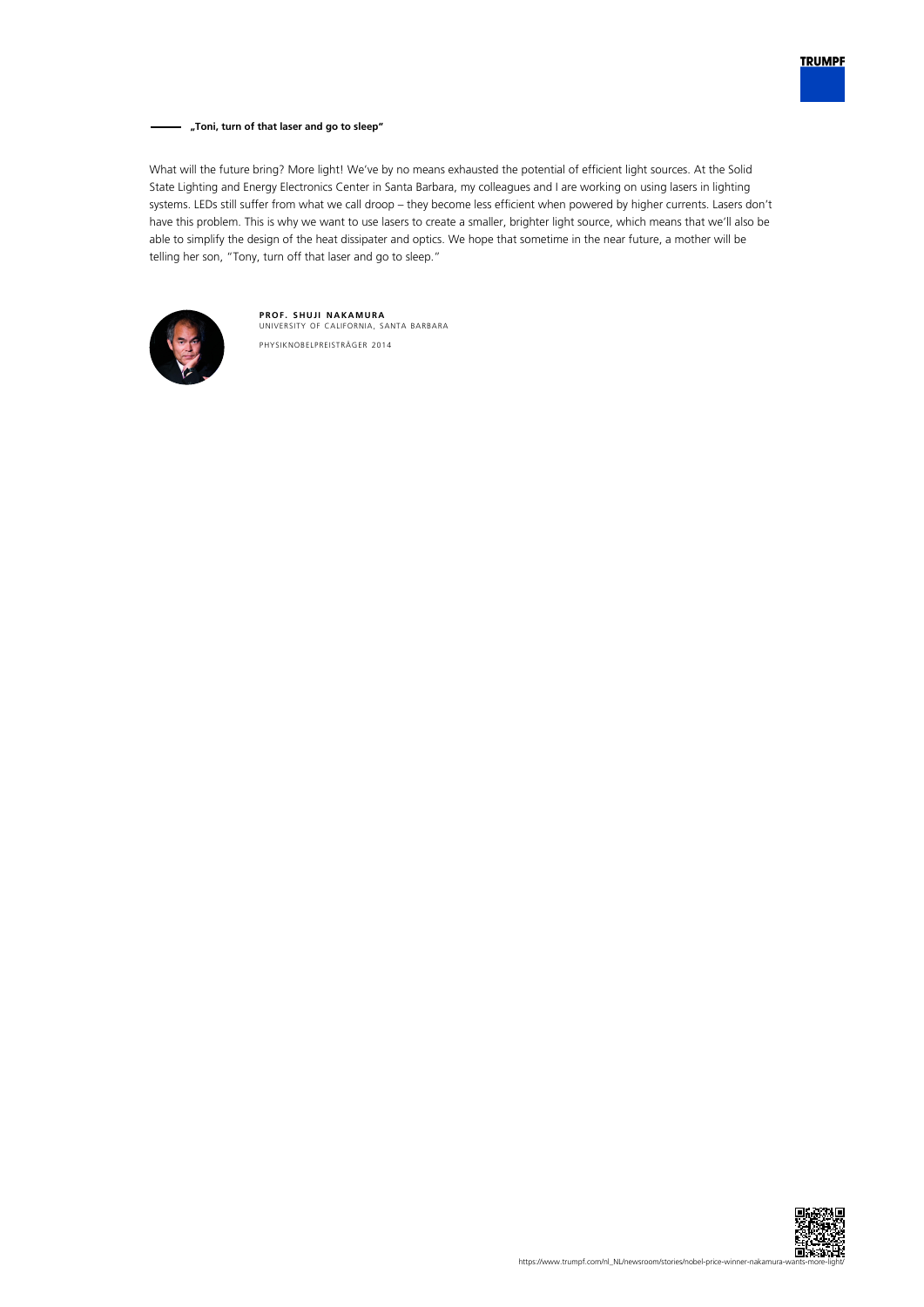**„Toni, turn of that laser and go to sleep"**

What will the future bring? More light! We've by no means exhausted the potential of efficient light sources. At the Solid State Lighting and Energy Electronics Center in Santa Barbara, my colleagues and I are working on using lasers in lighting systems. LEDs still suffer from what we call droop – they become less efficient when powered by higher currents. Lasers don't have this problem. This is why we want to use lasers to create a smaller, brighter light source, which means that we'll also be able to simplify the design of the heat dissipater and optics. We hope that sometime in the near future, a mother will be telling her son, "Tony, turn off that laser and go to sleep."

**PROF. SHUJI NAKAMURA**
UNIVERSITY OF CALIFORNIA, SANTA BARBARA

PHYSIKNOBELPREISTRÄGER 2014

https://www.trumpf.com/nl_NL/newsroom/stories/nobel-price-winner-nakamura-wants-more-light/